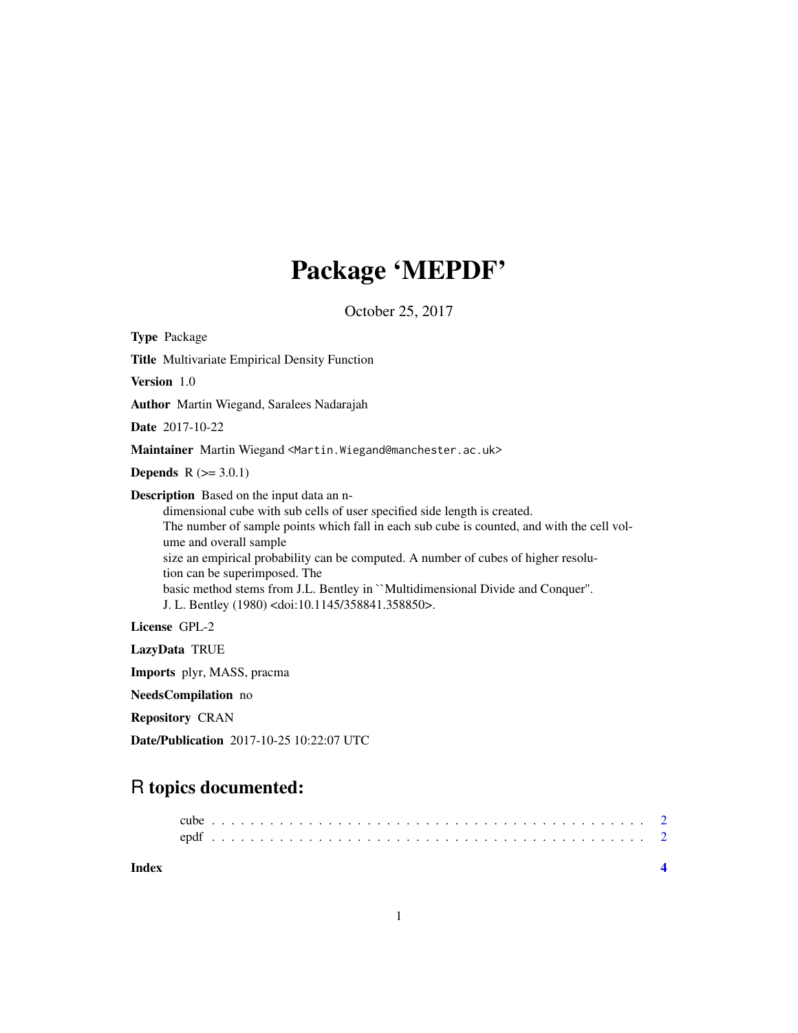# Package 'MEPDF'

October 25, 2017

**Type** Package

**Title** Multivariate Empirical Density Function

**Version** 1.0

**Author** Martin Wiegand, Saralees Nadarajah

**Date** 2017-10-22

**Maintainer** Martin Wiegand <Martin.Wiegand@manchester.ac.uk>

**Depends** R (>= 3.0.1)

**Description** Based on the input data an n-dimensional cube with sub cells of user specified side length is created. The number of sample points which fall in each sub cube is counted, and with the cell volume and overall sample size an empirical probability can be computed. A number of cubes of higher resolution can be superimposed. The basic method stems from J.L. Bentley in ``Multidimensional Divide and Conquer''. J. L. Bentley (1980) <doi:10.1145/358841.358850>.

**License** GPL-2

**LazyData** TRUE

**Imports** plyr, MASS, pracma

**NeedsCompilation** no

**Repository** CRAN

**Date/Publication** 2017-10-25 10:22:07 UTC

## R topics documented:

cube . . . . . . . . . . . . . . . . . . . . . . . . . . . . . . . . . . . . . . . . . . . 2
epdf . . . . . . . . . . . . . . . . . . . . . . . . . . . . . . . . . . . . . . . . . . . 2

**Index** **4**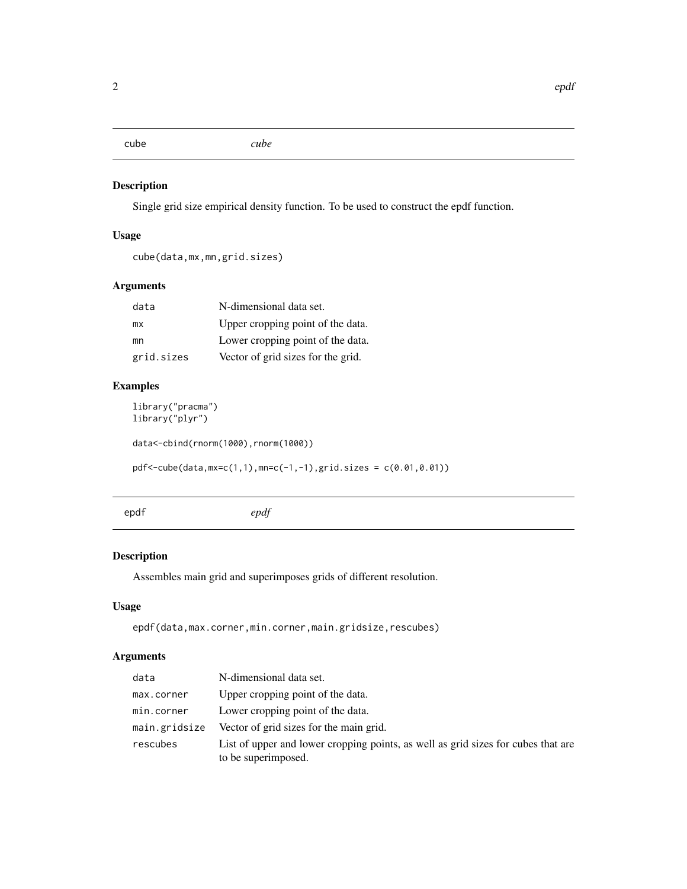## cube *cube*

### Description

Single grid size empirical density function. To be used to construct the epdf function.

### Usage

```
cube(data,mx,mn,grid.sizes)
```

### Arguments

| | |
|---|---|
| data | N-dimensional data set. |
| mx | Upper cropping point of the data. |
| mn | Lower cropping point of the data. |
| grid.sizes | Vector of grid sizes for the grid. |

### Examples

```
library("pracma")
library("plyr")

data<-cbind(rnorm(1000),rnorm(1000))

pdf<-cube(data,mx=c(1,1),mn=c(-1,-1),grid.sizes = c(0.01,0.01))
```

## epdf *epdf*

### Description

Assembles main grid and superimposes grids of different resolution.

### Usage

```
epdf(data,max.corner,min.corner,main.gridsize,rescubes)
```

### Arguments

| | |
|---|---|
| data | N-dimensional data set. |
| max.corner | Upper cropping point of the data. |
| min.corner | Lower cropping point of the data. |
| main.gridsize | Vector of grid sizes for the main grid. |
| rescubes | List of upper and lower cropping points, as well as grid sizes for cubes that are to be superimposed. |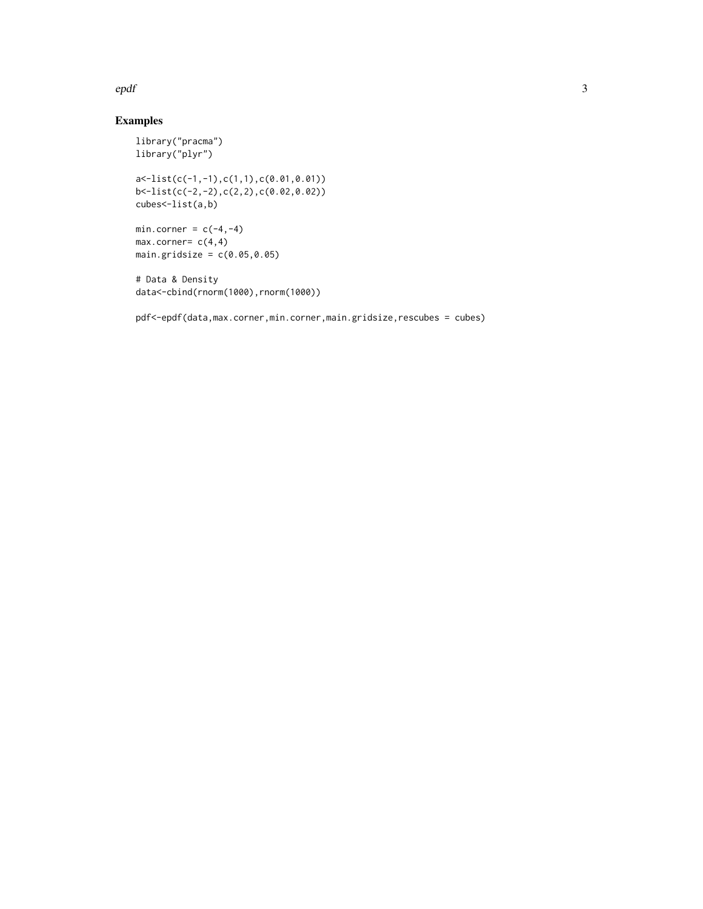## Examples

```
library("pracma")
library("plyr")

a<-list(c(-1,-1),c(1,1),c(0.01,0.01))
b<-list(c(-2,-2),c(2,2),c(0.02,0.02))
cubes<-list(a,b)

min.corner = c(-4,-4)
max.corner= c(4,4)
main.gridsize = c(0.05,0.05)

# Data & Density
data<-cbind(rnorm(1000),rnorm(1000))

pdf<-epdf(data,max.corner,min.corner,main.gridsize,rescubes = cubes)
```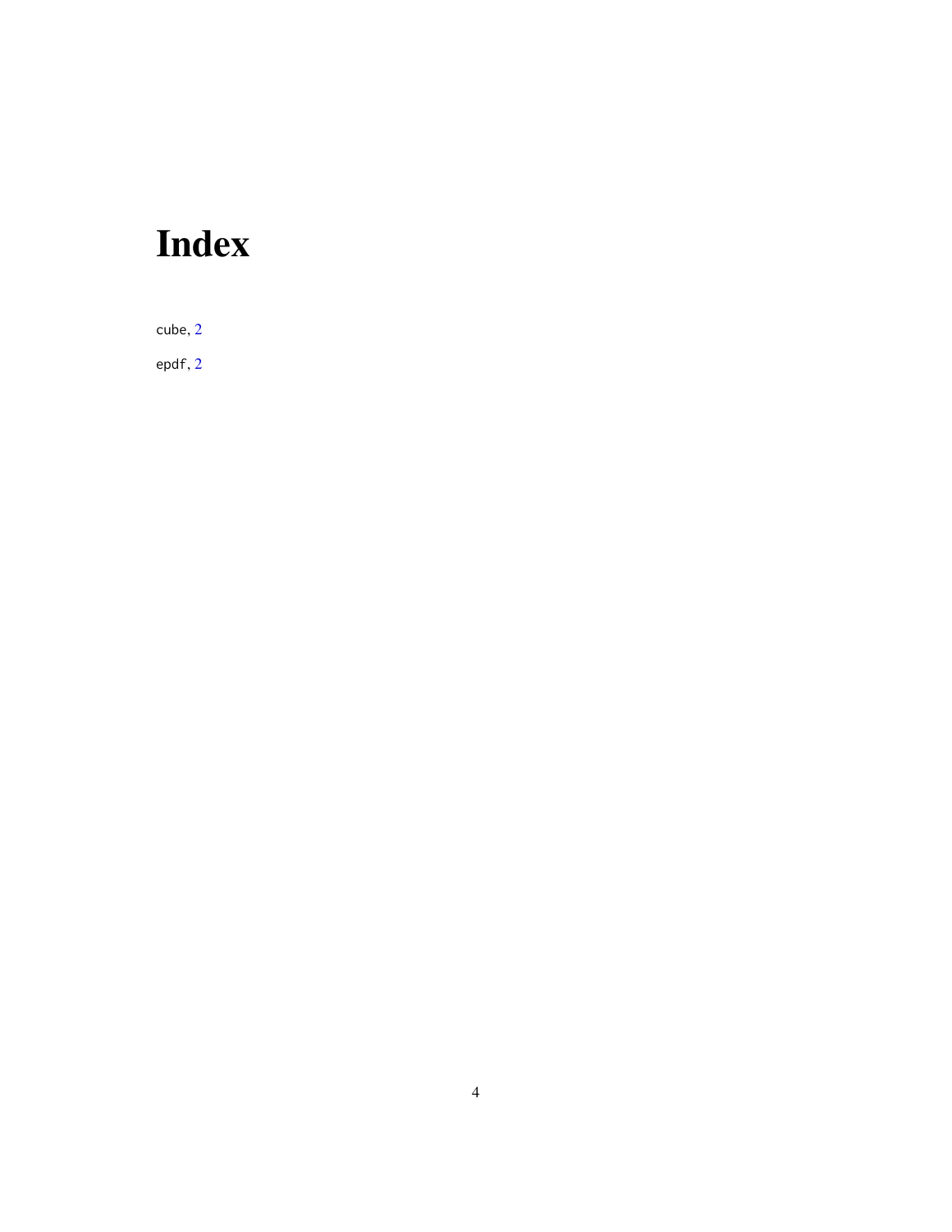# Index

cube, 2

epdf, 2